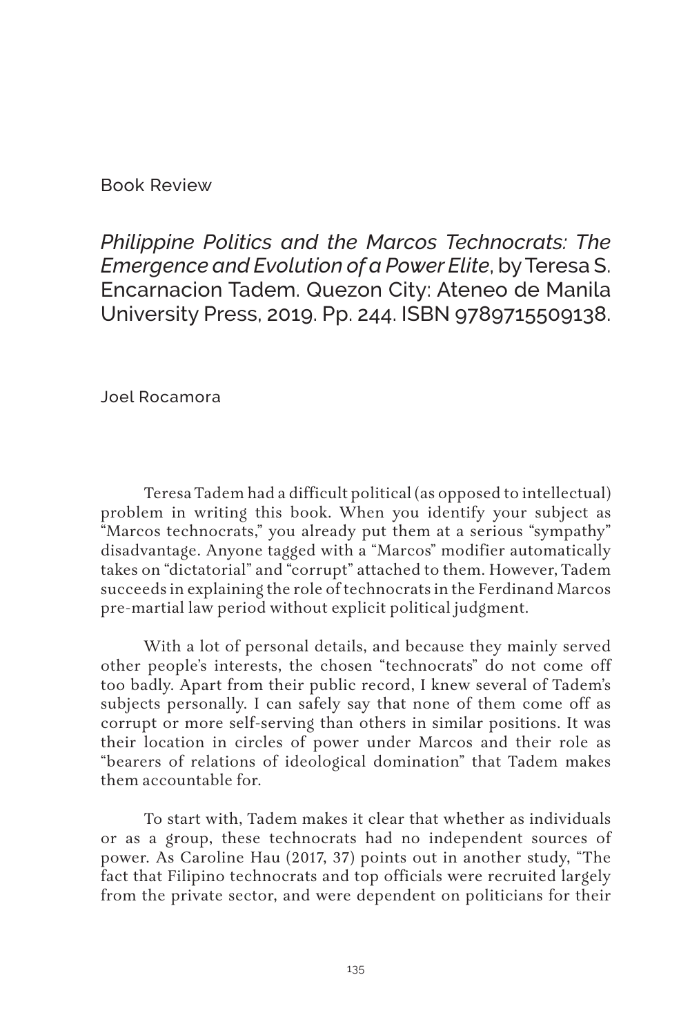Book Review

## *Philippine Politics and the Marcos Technocrats: The Emergence and Evolution of a Power Elite*, by Teresa S. Encarnacion Tadem. Quezon City: Ateneo de Manila University Press, 2019. Pp. 244. ISBN 9789715509138.

Joel Rocamora

Teresa Tadem had a difficult political (as opposed to intellectual) problem in writing this book. When you identify your subject as "Marcos technocrats," you already put them at a serious "sympathy" disadvantage. Anyone tagged with a "Marcos" modifier automatically takes on "dictatorial" and "corrupt" attached to them. However, Tadem succeeds in explaining the role of technocrats in the Ferdinand Marcos pre-martial law period without explicit political judgment.

With a lot of personal details, and because they mainly served other people's interests, the chosen "technocrats" do not come off too badly. Apart from their public record, I knew several of Tadem's subjects personally. I can safely say that none of them come off as corrupt or more self-serving than others in similar positions. It was their location in circles of power under Marcos and their role as "bearers of relations of ideological domination" that Tadem makes them accountable for.

To start with, Tadem makes it clear that whether as individuals or as a group, these technocrats had no independent sources of power. As Caroline Hau (2017, 37) points out in another study, "The fact that Filipino technocrats and top officials were recruited largely from the private sector, and were dependent on politicians for their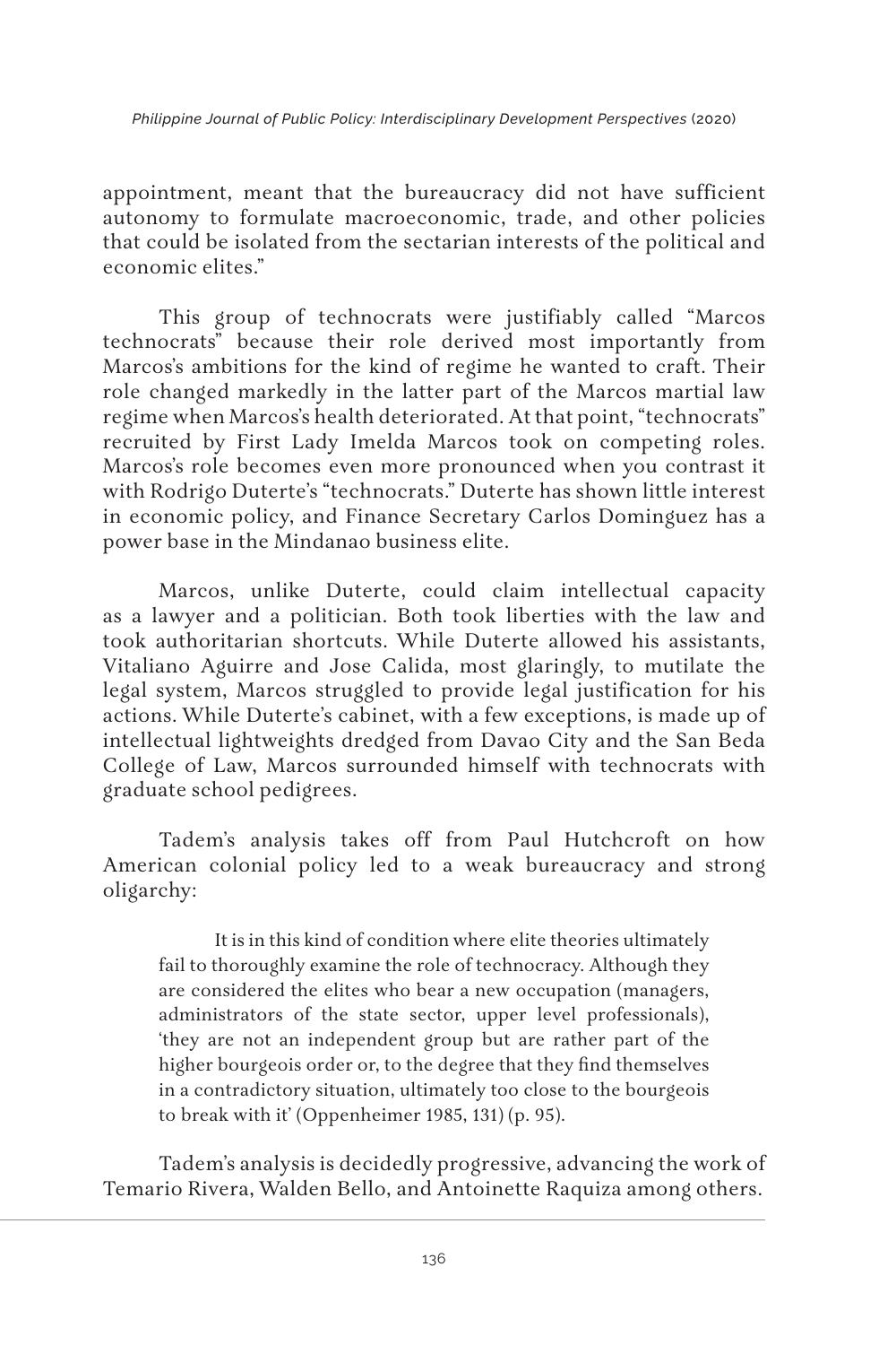appointment, meant that the bureaucracy did not have sufficient autonomy to formulate macroeconomic, trade, and other policies that could be isolated from the sectarian interests of the political and economic elites."

This group of technocrats were justifiably called "Marcos technocrats" because their role derived most importantly from Marcos's ambitions for the kind of regime he wanted to craft. Their role changed markedly in the latter part of the Marcos martial law regime when Marcos's health deteriorated. At that point, "technocrats" recruited by First Lady Imelda Marcos took on competing roles. Marcos's role becomes even more pronounced when you contrast it with Rodrigo Duterte's "technocrats." Duterte has shown little interest in economic policy, and Finance Secretary Carlos Dominguez has a power base in the Mindanao business elite.

Marcos, unlike Duterte, could claim intellectual capacity as a lawyer and a politician. Both took liberties with the law and took authoritarian shortcuts. While Duterte allowed his assistants, Vitaliano Aguirre and Jose Calida, most glaringly, to mutilate the legal system, Marcos struggled to provide legal justification for his actions. While Duterte's cabinet, with a few exceptions, is made up of intellectual lightweights dredged from Davao City and the San Beda College of Law, Marcos surrounded himself with technocrats with graduate school pedigrees.

Tadem's analysis takes off from Paul Hutchcroft on how American colonial policy led to a weak bureaucracy and strong oligarchy:

> It is in this kind of condition where elite theories ultimately fail to thoroughly examine the role of technocracy. Although they are considered the elites who bear a new occupation (managers, administrators of the state sector, upper level professionals), 'they are not an independent group but are rather part of the higher bourgeois order or, to the degree that they find themselves in a contradictory situation, ultimately too close to the bourgeois to break with it' (Oppenheimer 1985, 131) (p. 95).

Tadem's analysis is decidedly progressive, advancing the work of Temario Rivera, Walden Bello, and Antoinette Raquiza among others.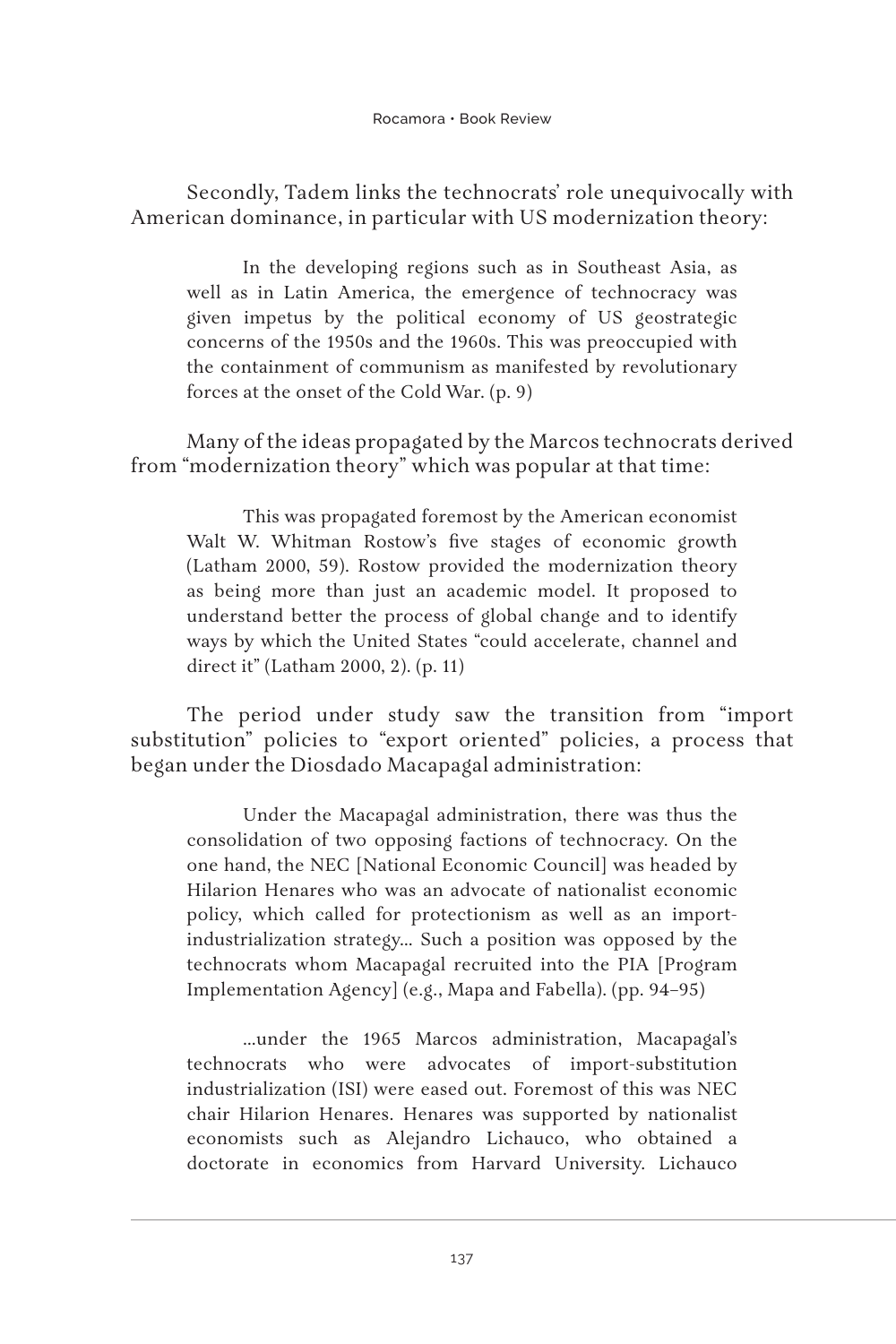Secondly, Tadem links the technocrats' role unequivocally with American dominance, in particular with US modernization theory:

> In the developing regions such as in Southeast Asia, as well as in Latin America, the emergence of technocracy was given impetus by the political economy of US geostrategic concerns of the 1950s and the 1960s. This was preoccupied with the containment of communism as manifested by revolutionary forces at the onset of the Cold War. (p. 9)

Many of the ideas propagated by the Marcos technocrats derived from "modernization theory" which was popular at that time:

> This was propagated foremost by the American economist Walt W. Whitman Rostow's five stages of economic growth (Latham 2000, 59). Rostow provided the modernization theory as being more than just an academic model. It proposed to understand better the process of global change and to identify ways by which the United States "could accelerate, channel and direct it" (Latham 2000, 2). (p. 11)

The period under study saw the transition from "import substitution" policies to "export oriented" policies, a process that began under the Diosdado Macapagal administration:

> Under the Macapagal administration, there was thus the consolidation of two opposing factions of technocracy. On the one hand, the NEC [National Economic Council] was headed by Hilarion Henares who was an advocate of nationalist economic policy, which called for protectionism as well as an import-industrialization strategy... Such a position was opposed by the technocrats whom Macapagal recruited into the PIA [Program Implementation Agency] (e.g., Mapa and Fabella). (pp. 94–95)
>
> ...under the 1965 Marcos administration, Macapagal's technocrats who were advocates of import-substitution industrialization (ISI) were eased out. Foremost of this was NEC chair Hilarion Henares. Henares was supported by nationalist economists such as Alejandro Lichauco, who obtained a doctorate in economics from Harvard University. Lichauco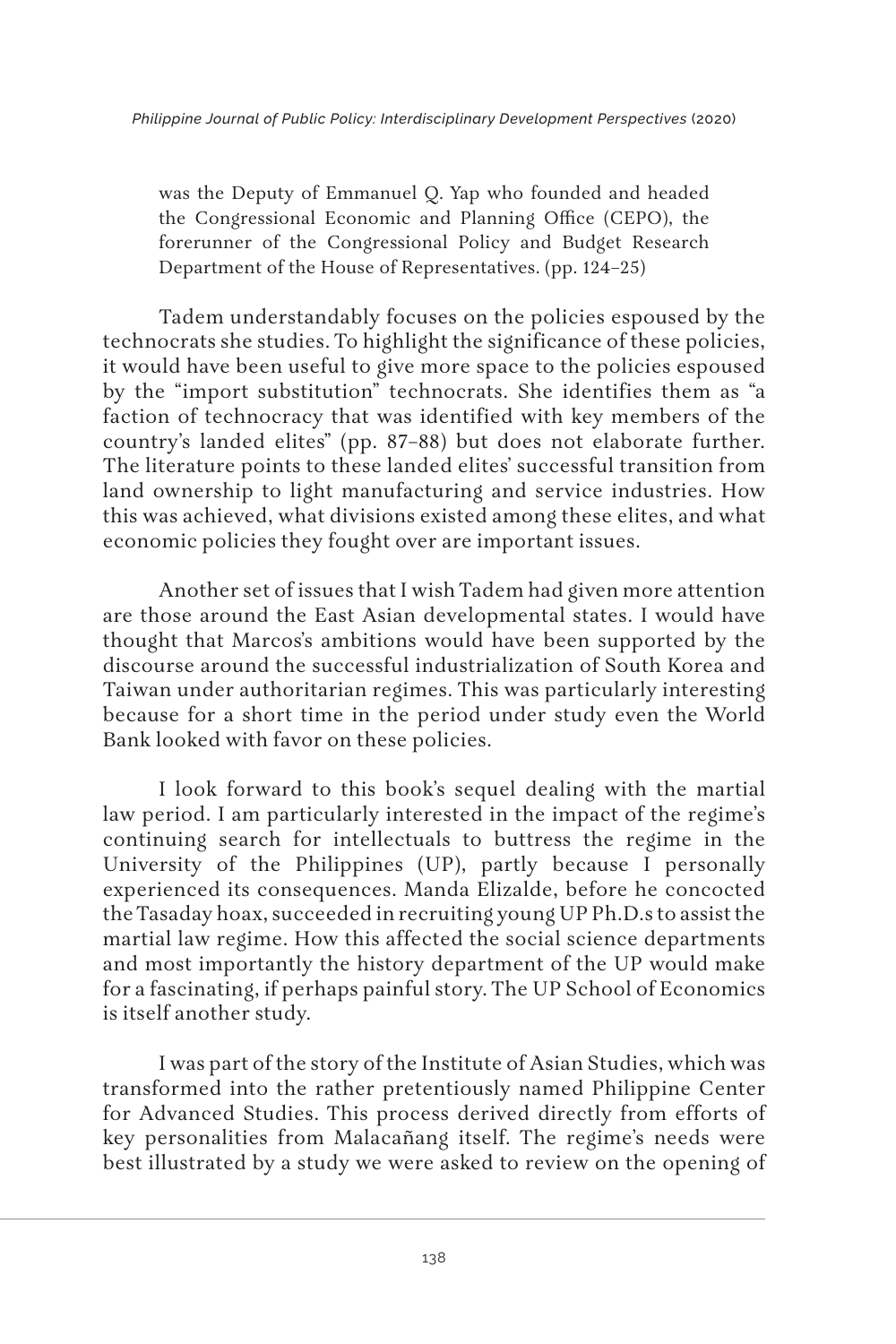was the Deputy of Emmanuel Q. Yap who founded and headed the Congressional Economic and Planning Office (CEPO), the forerunner of the Congressional Policy and Budget Research Department of the House of Representatives. (pp. 124–25)

Tadem understandably focuses on the policies espoused by the technocrats she studies. To highlight the significance of these policies, it would have been useful to give more space to the policies espoused by the "import substitution" technocrats. She identifies them as "a faction of technocracy that was identified with key members of the country's landed elites" (pp. 87–88) but does not elaborate further. The literature points to these landed elites' successful transition from land ownership to light manufacturing and service industries. How this was achieved, what divisions existed among these elites, and what economic policies they fought over are important issues.

Another set of issues that I wish Tadem had given more attention are those around the East Asian developmental states. I would have thought that Marcos's ambitions would have been supported by the discourse around the successful industrialization of South Korea and Taiwan under authoritarian regimes. This was particularly interesting because for a short time in the period under study even the World Bank looked with favor on these policies.

I look forward to this book's sequel dealing with the martial law period. I am particularly interested in the impact of the regime's continuing search for intellectuals to buttress the regime in the University of the Philippines (UP), partly because I personally experienced its consequences. Manda Elizalde, before he concocted the Tasaday hoax, succeeded in recruiting young UP Ph.D.s to assist the martial law regime. How this affected the social science departments and most importantly the history department of the UP would make for a fascinating, if perhaps painful story. The UP School of Economics is itself another study.

I was part of the story of the Institute of Asian Studies, which was transformed into the rather pretentiously named Philippine Center for Advanced Studies. This process derived directly from efforts of key personalities from Malacañang itself. The regime's needs were best illustrated by a study we were asked to review on the opening of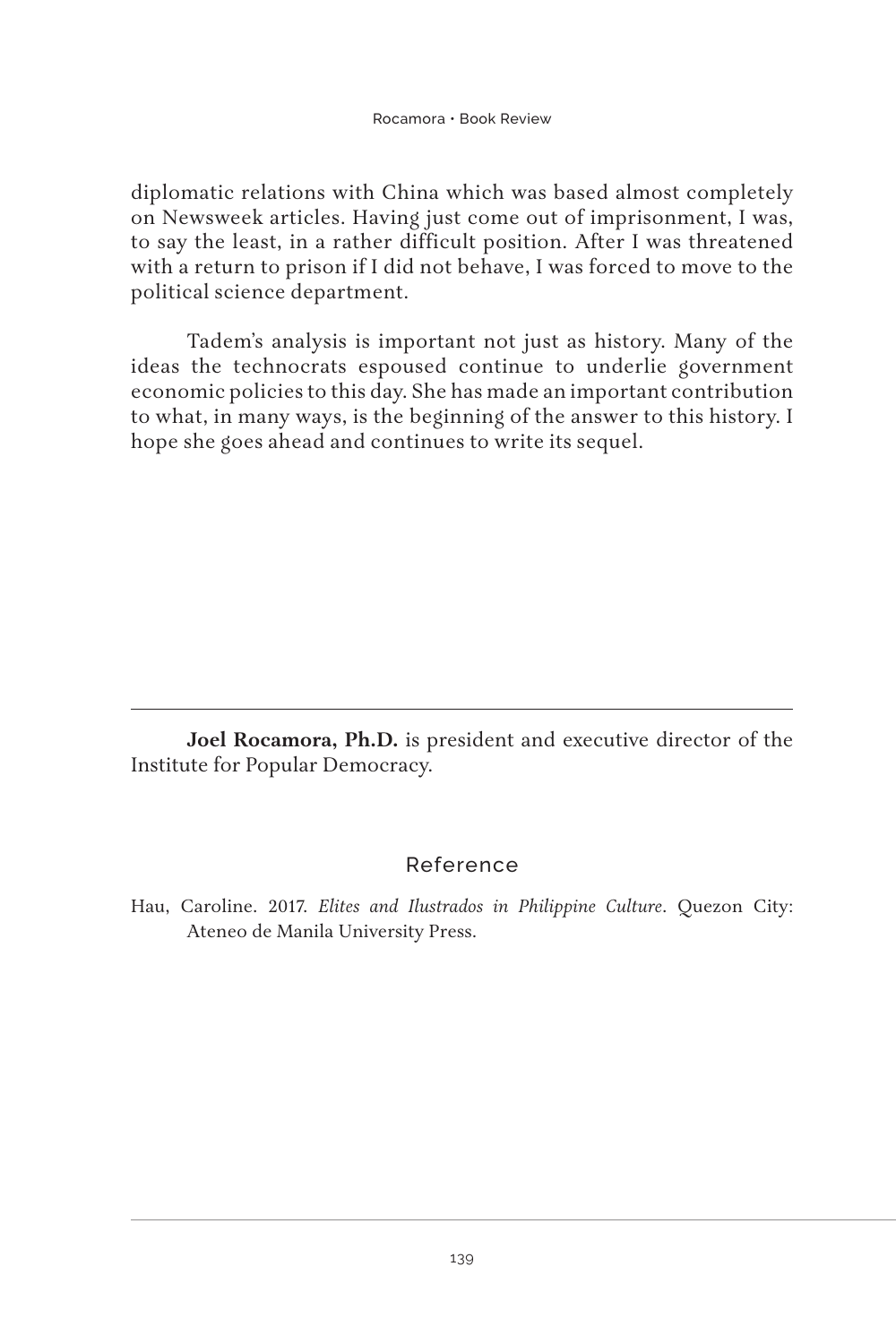diplomatic relations with China which was based almost completely on Newsweek articles. Having just come out of imprisonment, I was, to say the least, in a rather difficult position. After I was threatened with a return to prison if I did not behave, I was forced to move to the political science department.

Tadem's analysis is important not just as history. Many of the ideas the technocrats espoused continue to underlie government economic policies to this day. She has made an important contribution to what, in many ways, is the beginning of the answer to this history. I hope she goes ahead and continues to write its sequel.

---

**Joel Rocamora, Ph.D.** is president and executive director of the Institute for Popular Democracy.

## Reference

Hau, Caroline. 2017. *Elites and Ilustrados in Philippine Culture*. Quezon City: Ateneo de Manila University Press.